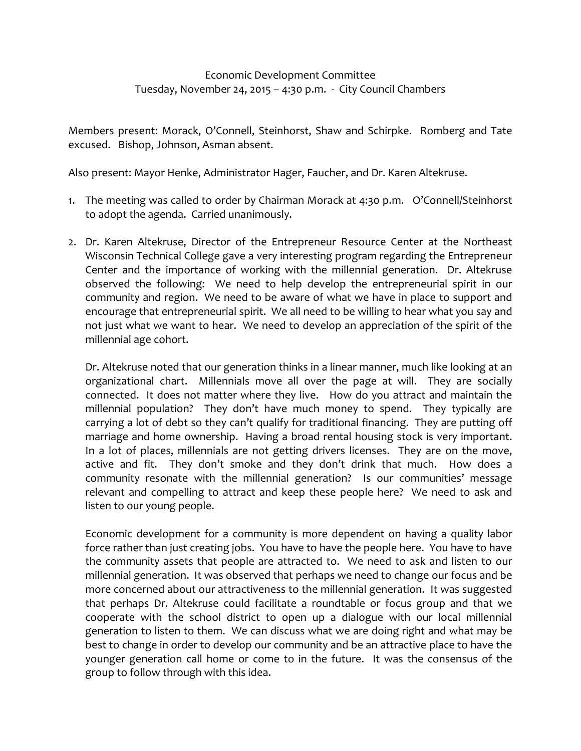Economic Development Committee
Tuesday, November 24, 2015 – 4:30 p.m. - City Council Chambers

Members present: Morack, O'Connell, Steinhorst, Shaw and Schirpke. Romberg and Tate excused. Bishop, Johnson, Asman absent.

Also present: Mayor Henke, Administrator Hager, Faucher, and Dr. Karen Altekruse.

1. The meeting was called to order by Chairman Morack at 4:30 p.m. O'Connell/Steinhorst to adopt the agenda. Carried unanimously.

2. Dr. Karen Altekruse, Director of the Entrepreneur Resource Center at the Northeast Wisconsin Technical College gave a very interesting program regarding the Entrepreneur Center and the importance of working with the millennial generation. Dr. Altekruse observed the following: We need to help develop the entrepreneurial spirit in our community and region. We need to be aware of what we have in place to support and encourage that entrepreneurial spirit. We all need to be willing to hear what you say and not just what we want to hear. We need to develop an appreciation of the spirit of the millennial age cohort.

   Dr. Altekruse noted that our generation thinks in a linear manner, much like looking at an organizational chart. Millennials move all over the page at will. They are socially connected. It does not matter where they live. How do you attract and maintain the millennial population? They don't have much money to spend. They typically are carrying a lot of debt so they can't qualify for traditional financing. They are putting off marriage and home ownership. Having a broad rental housing stock is very important. In a lot of places, millennials are not getting drivers licenses. They are on the move, active and fit. They don't smoke and they don't drink that much. How does a community resonate with the millennial generation? Is our communities' message relevant and compelling to attract and keep these people here? We need to ask and listen to our young people.

   Economic development for a community is more dependent on having a quality labor force rather than just creating jobs. You have to have the people here. You have to have the community assets that people are attracted to. We need to ask and listen to our millennial generation. It was observed that perhaps we need to change our focus and be more concerned about our attractiveness to the millennial generation. It was suggested that perhaps Dr. Altekruse could facilitate a roundtable or focus group and that we cooperate with the school district to open up a dialogue with our local millennial generation to listen to them. We can discuss what we are doing right and what may be best to change in order to develop our community and be an attractive place to have the younger generation call home or come to in the future. It was the consensus of the group to follow through with this idea.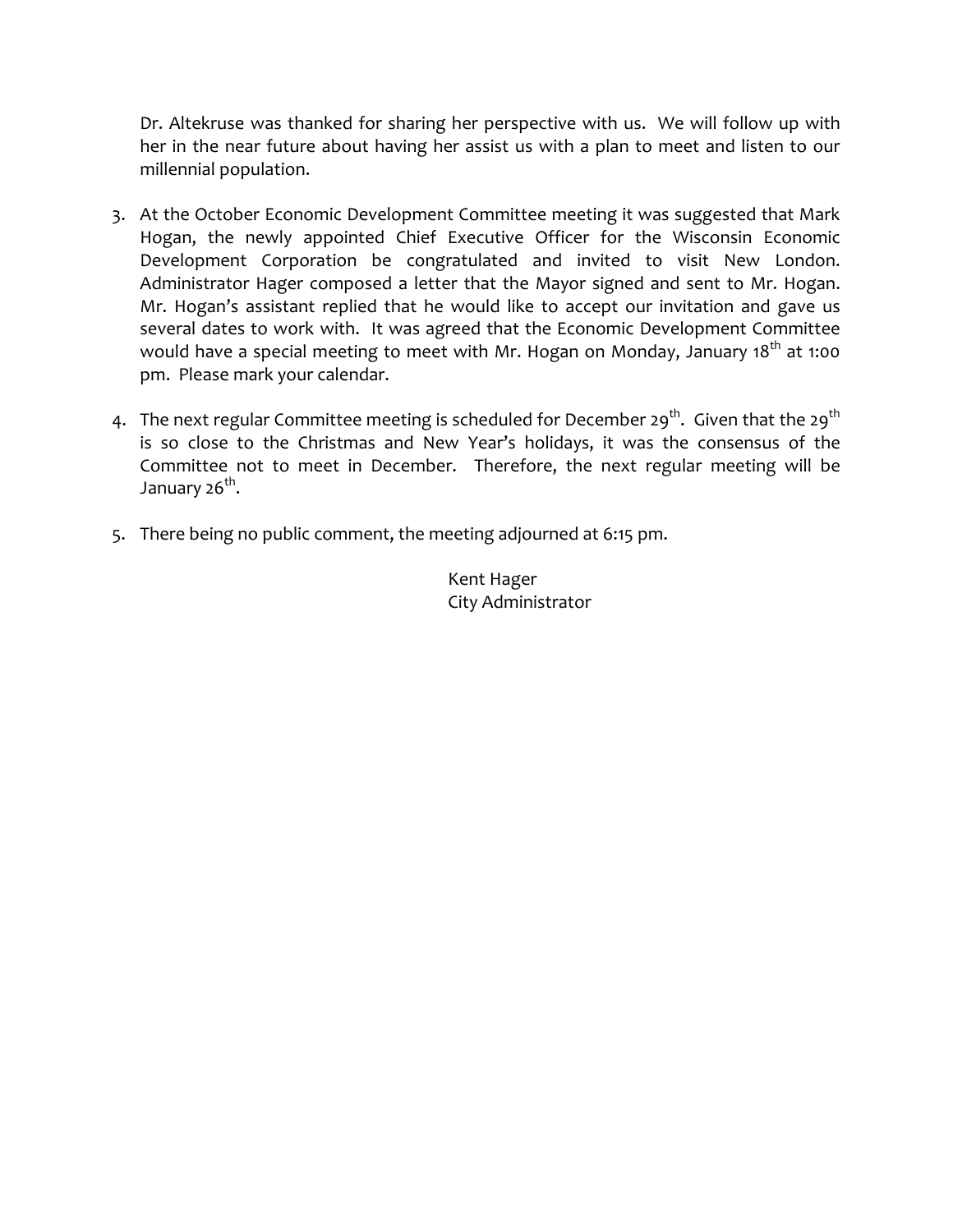Dr. Altekruse was thanked for sharing her perspective with us. We will follow up with her in the near future about having her assist us with a plan to meet and listen to our millennial population.

3. At the October Economic Development Committee meeting it was suggested that Mark Hogan, the newly appointed Chief Executive Officer for the Wisconsin Economic Development Corporation be congratulated and invited to visit New London. Administrator Hager composed a letter that the Mayor signed and sent to Mr. Hogan. Mr. Hogan's assistant replied that he would like to accept our invitation and gave us several dates to work with. It was agreed that the Economic Development Committee would have a special meeting to meet with Mr. Hogan on Monday, January 18th at 1:00 pm. Please mark your calendar.

4. The next regular Committee meeting is scheduled for December 29th. Given that the 29th is so close to the Christmas and New Year's holidays, it was the consensus of the Committee not to meet in December. Therefore, the next regular meeting will be January 26th.

5. There being no public comment, the meeting adjourned at 6:15 pm.

Kent Hager
City Administrator